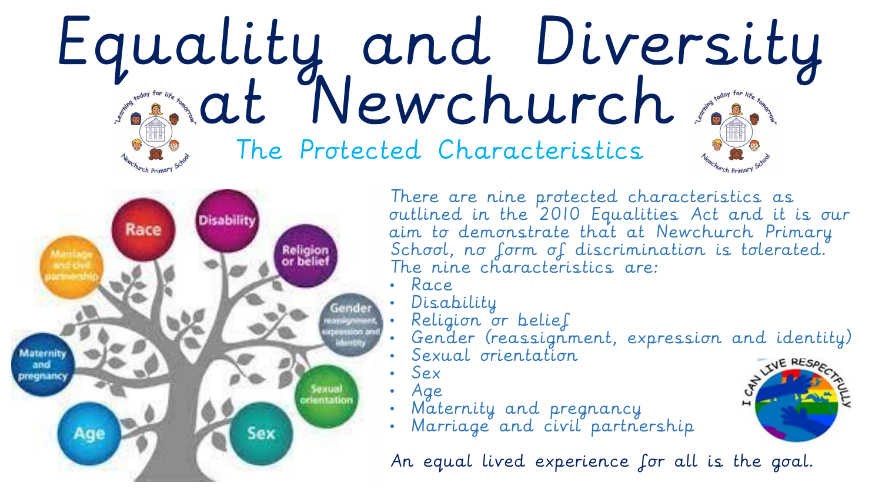# Equality and Diversity at Newchurch

## The Protected Characteristics

There are nine protected characteristics as outlined in the 2010 Equalities Act and it is our aim to demonstrate that at Newchurch Primary School, no form of discrimination is tolerated. The nine characteristics are:

- Race
- Disability
- Religion or belief
- Gender (reassignment, expression and identity)
- Sexual orientation
- Sex
- Age
- Maternity and pregnancy
- Marriage and civil partnership

An equal lived experience for all is the goal.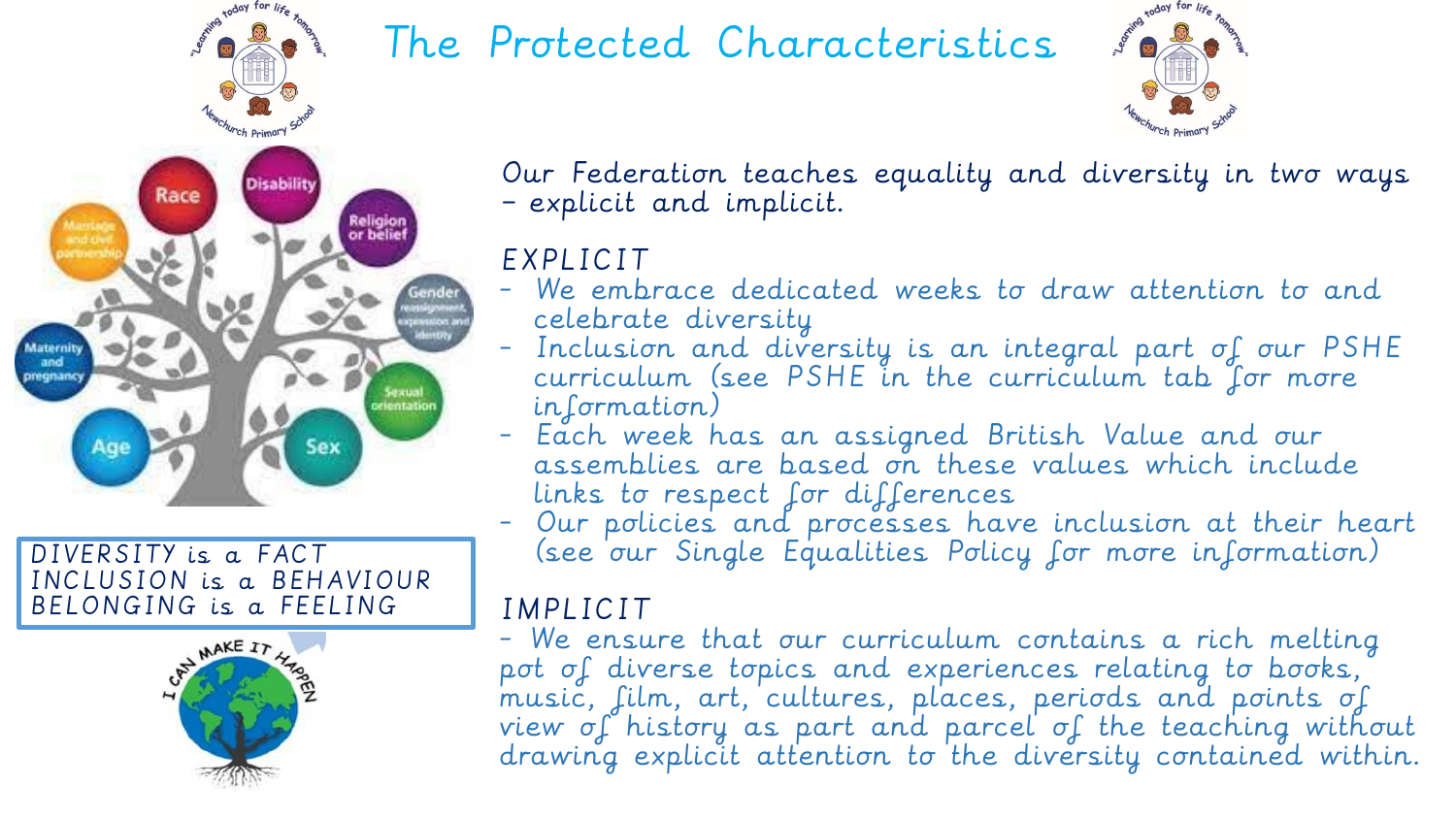# The Protected Characteristics

Race

Disability

Religion or belief

Gender reassignment, expression and identity

Sexual orientation

Sex

Age

Maternity and pregnancy

Marriage and civil partnership

DIVERSITY is a FACT
INCLUSION is a BEHAVIOUR
BELONGING is a FEELING

I CAN MAKE IT HAPPEN

Our Federation teaches equality and diversity in two ways – explicit and implicit.

## EXPLICIT

- We embrace dedicated weeks to draw attention to and celebrate diversity
- Inclusion and diversity is an integral part of our PSHE curriculum (see PSHE in the curriculum tab for more information)
- Each week has an assigned British Value and our assemblies are based on these values which include links to respect for differences
- Our policies and processes have inclusion at their heart (see our Single Equalities Policy for more information)

## IMPLICIT

- We ensure that our curriculum contains a rich melting pot of diverse topics and experiences relating to books, music, film, art, cultures, places, periods and points of view of history as part and parcel of the teaching without drawing explicit attention to the diversity contained within.